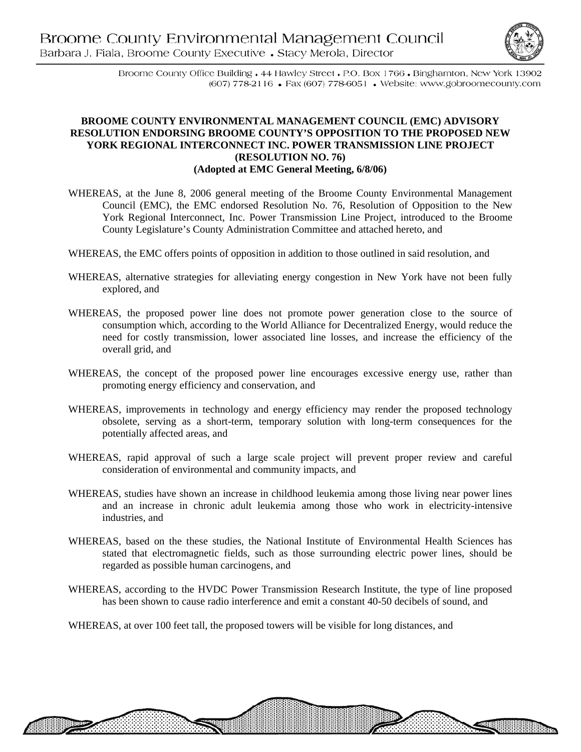# Broome County Environmental Management Council

Barbara J. Fiala, Broome County Executive • Stacy Merola, Director

Broome County Office Building • 44 Hawley Street • P.O. Box 1766 • Binghamton, New York 13902
(607) 778-2116 • Fax (607) 778-6051 • Website: www.gobroomecounty.com

**BROOME COUNTY ENVIRONMENTAL MANAGEMENT COUNCIL (EMC) ADVISORY RESOLUTION ENDORSING BROOME COUNTY'S OPPOSITION TO THE PROPOSED NEW YORK REGIONAL INTERCONNECT INC. POWER TRANSMISSION LINE PROJECT (RESOLUTION NO. 76)**
**(Adopted at EMC General Meeting, 6/8/06)**

WHEREAS, at the June 8, 2006 general meeting of the Broome County Environmental Management Council (EMC), the EMC endorsed Resolution No. 76, Resolution of Opposition to the New York Regional Interconnect, Inc. Power Transmission Line Project, introduced to the Broome County Legislature's County Administration Committee and attached hereto, and

WHEREAS, the EMC offers points of opposition in addition to those outlined in said resolution, and

WHEREAS, alternative strategies for alleviating energy congestion in New York have not been fully explored, and

WHEREAS, the proposed power line does not promote power generation close to the source of consumption which, according to the World Alliance for Decentralized Energy, would reduce the need for costly transmission, lower associated line losses, and increase the efficiency of the overall grid, and

WHEREAS, the concept of the proposed power line encourages excessive energy use, rather than promoting energy efficiency and conservation, and

WHEREAS, improvements in technology and energy efficiency may render the proposed technology obsolete, serving as a short-term, temporary solution with long-term consequences for the potentially affected areas, and

WHEREAS, rapid approval of such a large scale project will prevent proper review and careful consideration of environmental and community impacts, and

WHEREAS, studies have shown an increase in childhood leukemia among those living near power lines and an increase in chronic adult leukemia among those who work in electricity-intensive industries, and

WHEREAS, based on the these studies, the National Institute of Environmental Health Sciences has stated that electromagnetic fields, such as those surrounding electric power lines, should be regarded as possible human carcinogens, and

WHEREAS, according to the HVDC Power Transmission Research Institute, the type of line proposed has been shown to cause radio interference and emit a constant 40-50 decibels of sound, and

WHEREAS, at over 100 feet tall, the proposed towers will be visible for long distances, and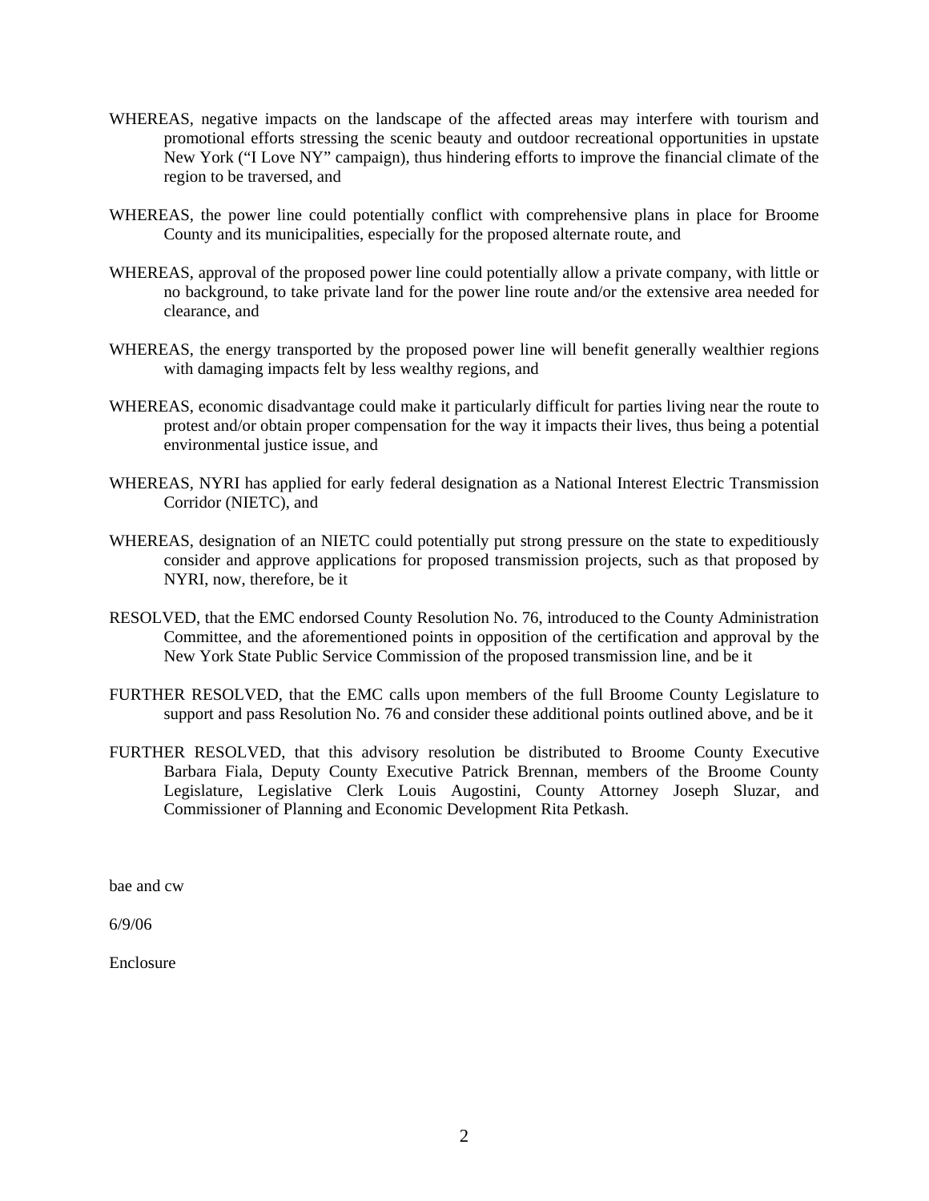WHEREAS, negative impacts on the landscape of the affected areas may interfere with tourism and promotional efforts stressing the scenic beauty and outdoor recreational opportunities in upstate New York ("I Love NY" campaign), thus hindering efforts to improve the financial climate of the region to be traversed, and

WHEREAS, the power line could potentially conflict with comprehensive plans in place for Broome County and its municipalities, especially for the proposed alternate route, and

WHEREAS, approval of the proposed power line could potentially allow a private company, with little or no background, to take private land for the power line route and/or the extensive area needed for clearance, and

WHEREAS, the energy transported by the proposed power line will benefit generally wealthier regions with damaging impacts felt by less wealthy regions, and

WHEREAS, economic disadvantage could make it particularly difficult for parties living near the route to protest and/or obtain proper compensation for the way it impacts their lives, thus being a potential environmental justice issue, and

WHEREAS, NYRI has applied for early federal designation as a National Interest Electric Transmission Corridor (NIETC), and

WHEREAS, designation of an NIETC could potentially put strong pressure on the state to expeditiously consider and approve applications for proposed transmission projects, such as that proposed by NYRI, now, therefore, be it

RESOLVED, that the EMC endorsed County Resolution No. 76, introduced to the County Administration Committee, and the aforementioned points in opposition of the certification and approval by the New York State Public Service Commission of the proposed transmission line, and be it

FURTHER RESOLVED, that the EMC calls upon members of the full Broome County Legislature to support and pass Resolution No. 76 and consider these additional points outlined above, and be it

FURTHER RESOLVED, that this advisory resolution be distributed to Broome County Executive Barbara Fiala, Deputy County Executive Patrick Brennan, members of the Broome County Legislature, Legislative Clerk Louis Augostini, County Attorney Joseph Sluzar, and Commissioner of Planning and Economic Development Rita Petkash.

bae and cw

6/9/06

Enclosure